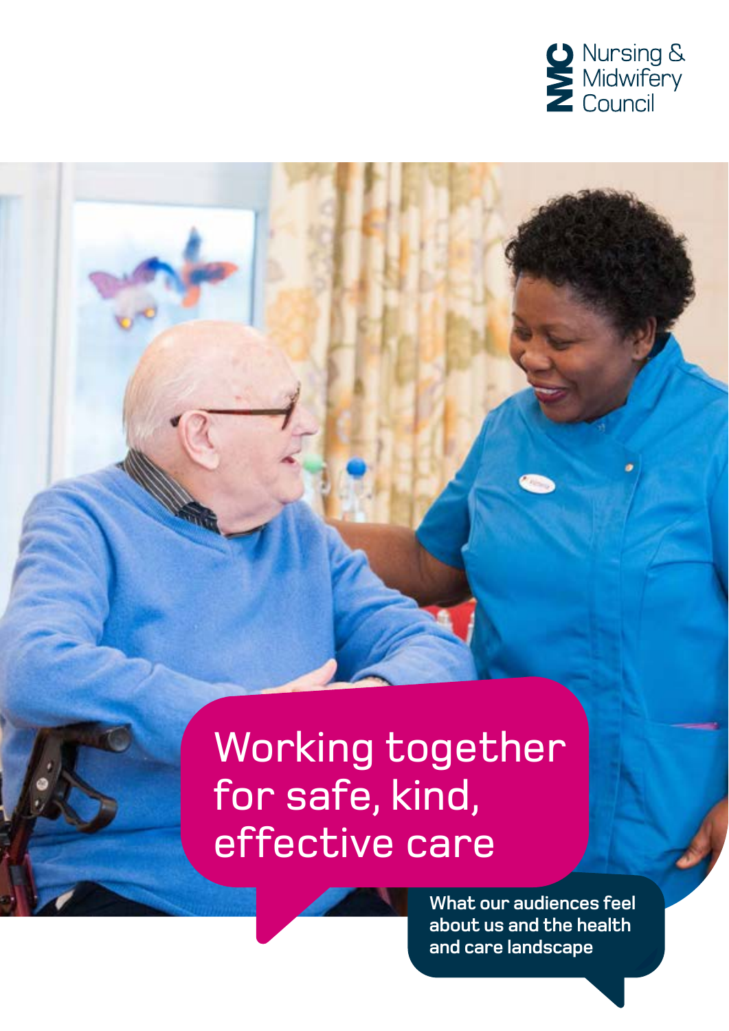Nursing & Midwifery Council

# Working together for safe, kind, effective care

What our audiences feel about us and the health and care landscape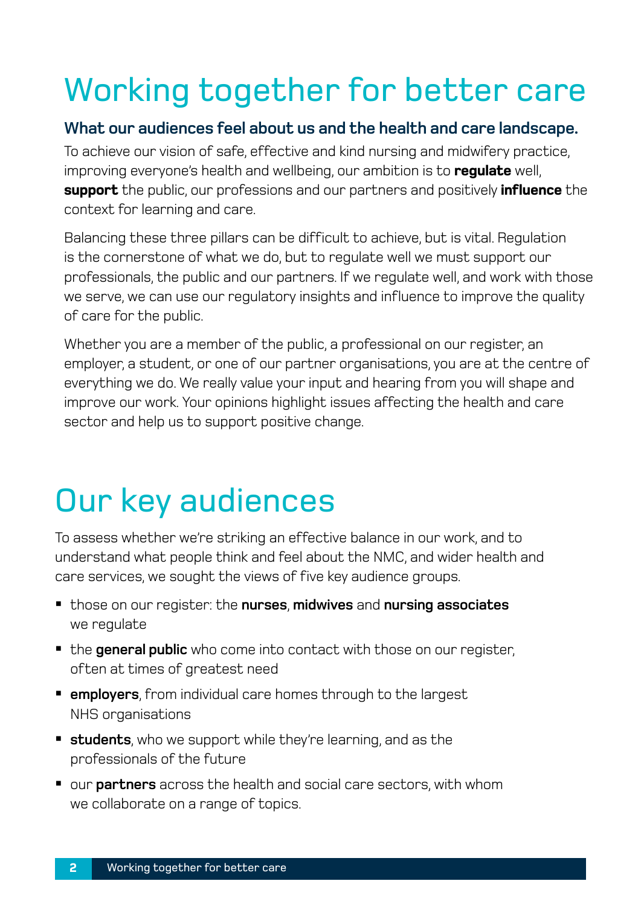# Working together for better care

**What our audiences feel about us and the health and care landscape.**

To achieve our vision of safe, effective and kind nursing and midwifery practice, improving everyone's health and wellbeing, our ambition is to **regulate** well, **support** the public, our professions and our partners and positively **influence** the context for learning and care.

Balancing these three pillars can be difficult to achieve, but is vital. Regulation is the cornerstone of what we do, but to regulate well we must support our professionals, the public and our partners. If we regulate well, and work with those we serve, we can use our regulatory insights and influence to improve the quality of care for the public.

Whether you are a member of the public, a professional on our register, an employer, a student, or one of our partner organisations, you are at the centre of everything we do. We really value your input and hearing from you will shape and improve our work. Your opinions highlight issues affecting the health and care sector and help us to support positive change.

# Our key audiences

To assess whether we're striking an effective balance in our work, and to understand what people think and feel about the NMC, and wider health and care services, we sought the views of five key audience groups.

- those on our register: the **nurses**, **midwives** and **nursing associates** we regulate
- the **general public** who come into contact with those on our register, often at times of greatest need
- **employers**, from individual care homes through to the largest NHS organisations
- **students**, who we support while they're learning, and as the professionals of the future
- our **partners** across the health and social care sectors, with whom we collaborate on a range of topics.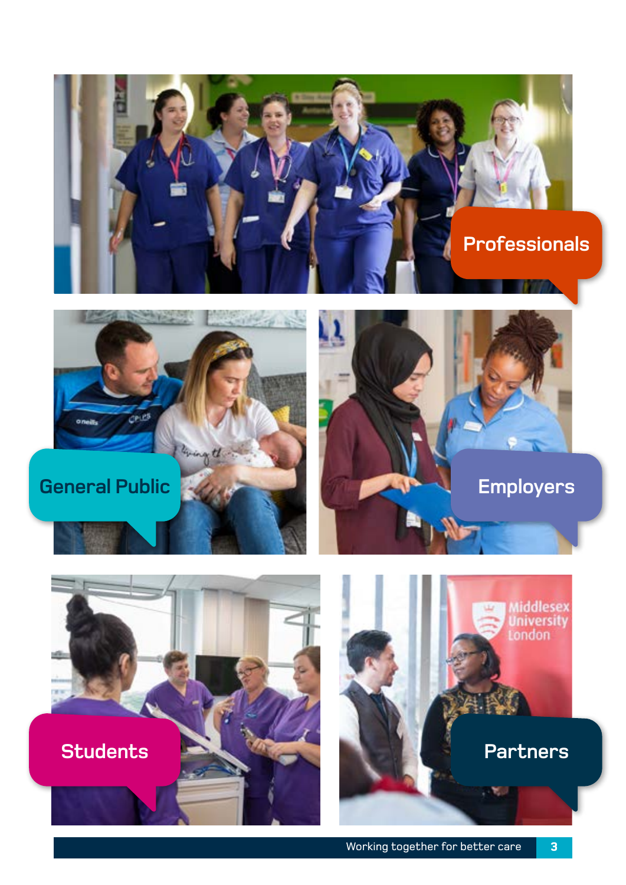Professionals

General Public

Employers

Students

Partners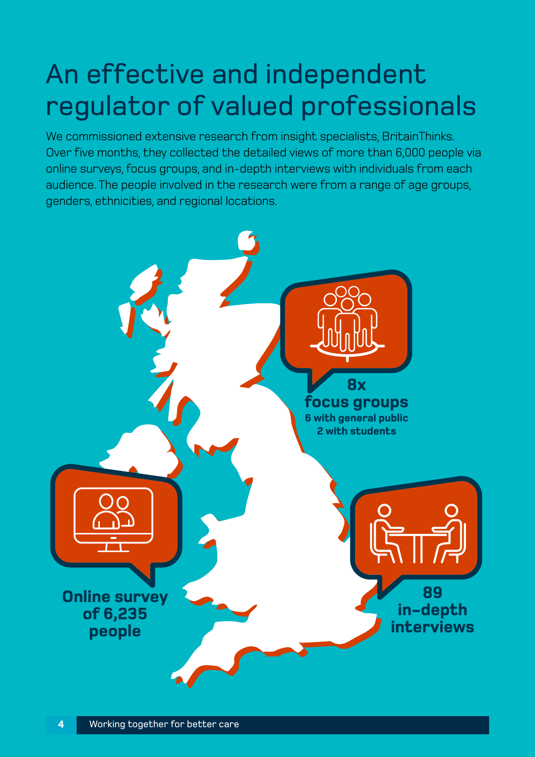# An effective and independent regulator of valued professionals

We commissioned extensive research from insight specialists, BritainThinks. Over five months, they collected the detailed views of more than 6,000 people via online surveys, focus groups, and in-depth interviews with individuals from each audience. The people involved in the research were from a range of age groups, genders, ethnicities, and regional locations.

**8x focus groups**
**6 with general public**
**2 with students**

**Online survey of 6,235 people**

**89 in-depth interviews**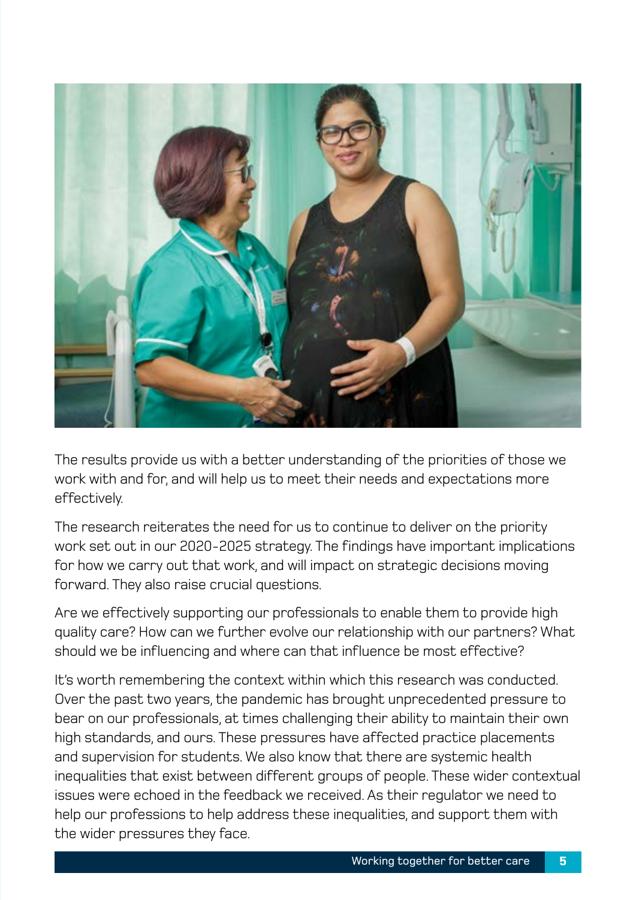The results provide us with a better understanding of the priorities of those we work with and for, and will help us to meet their needs and expectations more effectively.

The research reiterates the need for us to continue to deliver on the priority work set out in our 2020-2025 strategy. The findings have important implications for how we carry out that work, and will impact on strategic decisions moving forward. They also raise crucial questions.

Are we effectively supporting our professionals to enable them to provide high quality care? How can we further evolve our relationship with our partners? What should we be influencing and where can that influence be most effective?

It's worth remembering the context within which this research was conducted. Over the past two years, the pandemic has brought unprecedented pressure to bear on our professionals, at times challenging their ability to maintain their own high standards, and ours. These pressures have affected practice placements and supervision for students. We also know that there are systemic health inequalities that exist between different groups of people. These wider contextual issues were echoed in the feedback we received. As their regulator we need to help our professions to help address these inequalities, and support them with the wider pressures they face.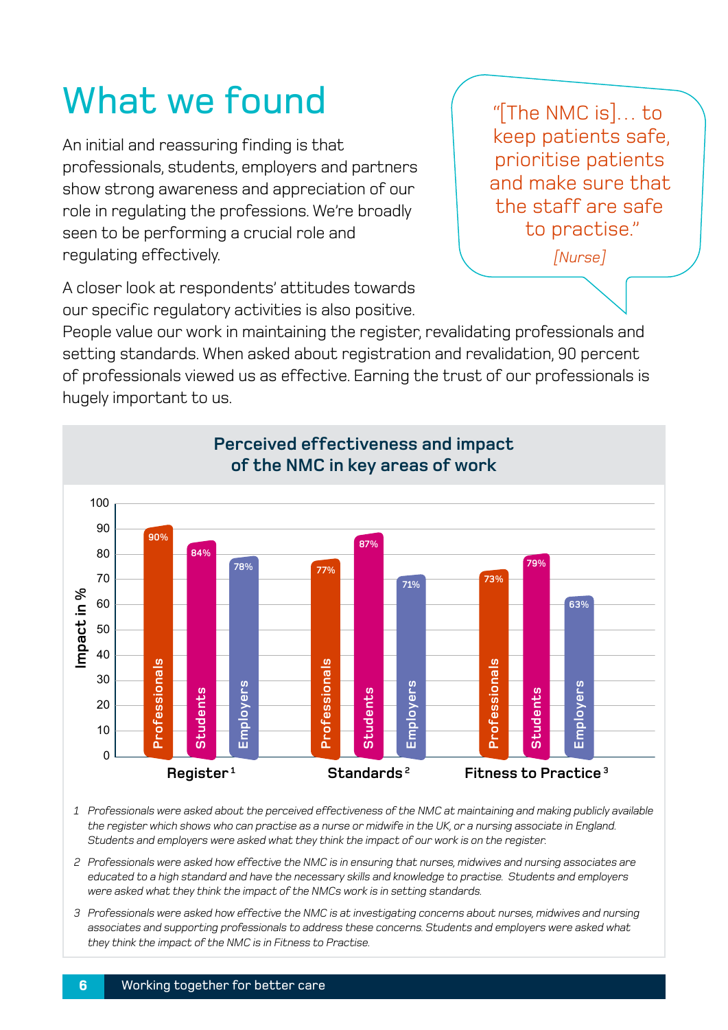# What we found

An initial and reassuring finding is that professionals, students, employers and partners show strong awareness and appreciation of our role in regulating the professions. We're broadly seen to be performing a crucial role and regulating effectively.

> "[The NMC is]... to keep patients safe, prioritise patients and make sure that the staff are safe to practise."
>
> *[Nurse]*

A closer look at respondents' attitudes towards our specific regulatory activities is also positive. People value our work in maintaining the register, revalidating professionals and setting standards. When asked about registration and revalidation, 90 percent of professionals viewed us as effective. Earning the trust of our professionals is hugely important to us.

## Perceived effectiveness and impact of the NMC in key areas of work

| Impact in % | Register[1] | Standards[2] | Fitness to Practice[3] |
|---|---|---|---|
| Professionals | 90% | 77% | 73% |
| Students | 84% | 87% | 79% |
| Employers | 78% | 71% | 63% |

1 *Professionals were asked about the perceived effectiveness of the NMC at maintaining and making publicly available the register which shows who can practise as a nurse or midwife in the UK, or a nursing associate in England. Students and employers were asked what they think the impact of our work is on the register.*

2 *Professionals were asked how effective the NMC is in ensuring that nurses, midwives and nursing associates are educated to a high standard and have the necessary skills and knowledge to practise. Students and employers were asked what they think the impact of the NMCs work is in setting standards.*

3 *Professionals were asked how effective the NMC is at investigating concerns about nurses, midwives and nursing associates and supporting professionals to address these concerns. Students and employers were asked what they think the impact of the NMC is in Fitness to Practise.*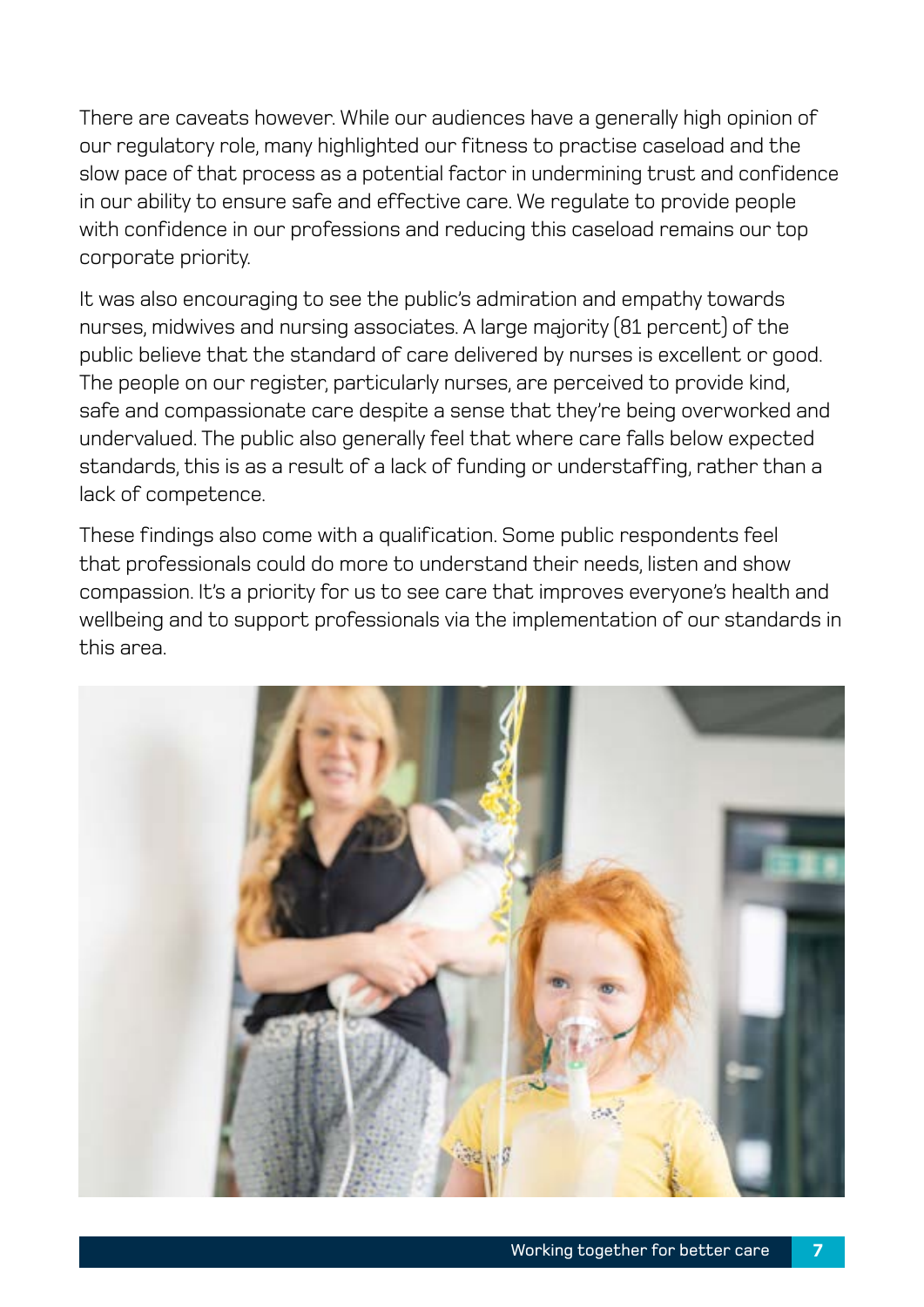There are caveats however. While our audiences have a generally high opinion of our regulatory role, many highlighted our fitness to practise caseload and the slow pace of that process as a potential factor in undermining trust and confidence in our ability to ensure safe and effective care. We regulate to provide people with confidence in our professions and reducing this caseload remains our top corporate priority.

It was also encouraging to see the public's admiration and empathy towards nurses, midwives and nursing associates. A large majority (81 percent) of the public believe that the standard of care delivered by nurses is excellent or good. The people on our register, particularly nurses, are perceived to provide kind, safe and compassionate care despite a sense that they're being overworked and undervalued. The public also generally feel that where care falls below expected standards, this is as a result of a lack of funding or understaffing, rather than a lack of competence.

These findings also come with a qualification. Some public respondents feel that professionals could do more to understand their needs, listen and show compassion. It's a priority for us to see care that improves everyone's health and wellbeing and to support professionals via the implementation of our standards in this area.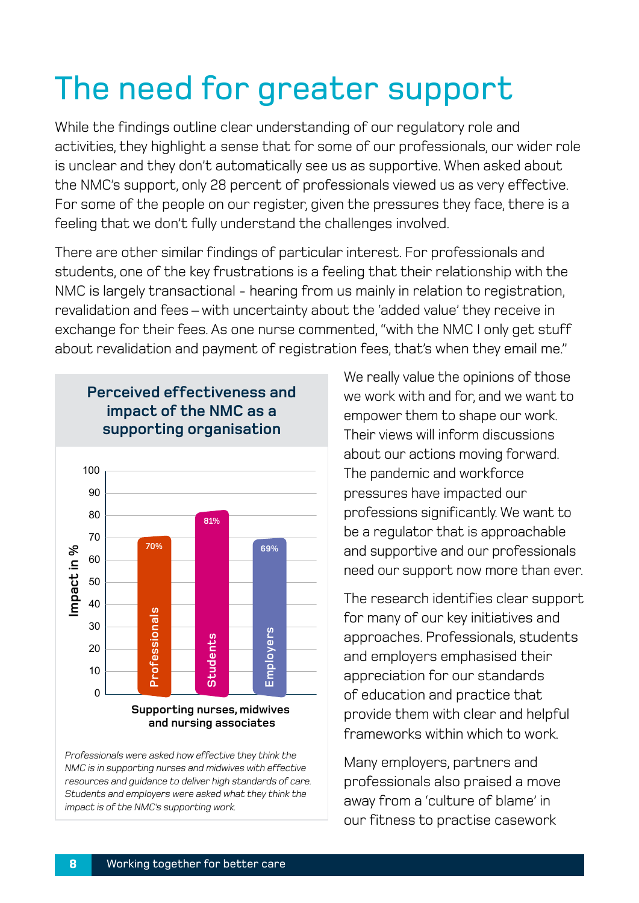# The need for greater support

While the findings outline clear understanding of our regulatory role and activities, they highlight a sense that for some of our professionals, our wider role is unclear and they don't automatically see us as supportive. When asked about the NMC's support, only 28 percent of professionals viewed us as very effective. For some of the people on our register, given the pressures they face, there is a feeling that we don't fully understand the challenges involved.

There are other similar findings of particular interest. For professionals and students, one of the key frustrations is a feeling that their relationship with the NMC is largely transactional - hearing from us mainly in relation to registration, revalidation and fees – with uncertainty about the 'added value' they receive in exchange for their fees. As one nurse commented, "with the NMC I only get stuff about revalidation and payment of registration fees, that's when they email me."

**Perceived effectiveness and impact of the NMC as a supporting organisation**

Supporting nurses, midwives and nursing associates (Impact in %)

| Group | Impact in % |
|---|---|
| Professionals | 70% |
| Students | 81% |
| Employers | 69% |

*Professionals were asked how effective they think the NMC is in supporting nurses and midwives with effective resources and guidance to deliver high standards of care. Students and employers were asked what they think the impact is of the NMC's supporting work.*

We really value the opinions of those we work with and for, and we want to empower them to shape our work. Their views will inform discussions about our actions moving forward. The pandemic and workforce pressures have impacted our professions significantly. We want to be a regulator that is approachable and supportive and our professionals need our support now more than ever.

The research identifies clear support for many of our key initiatives and approaches. Professionals, students and employers emphasised their appreciation for our standards of education and practice that provide them with clear and helpful frameworks within which to work.

Many employers, partners and professionals also praised a move away from a 'culture of blame' in our fitness to practise casework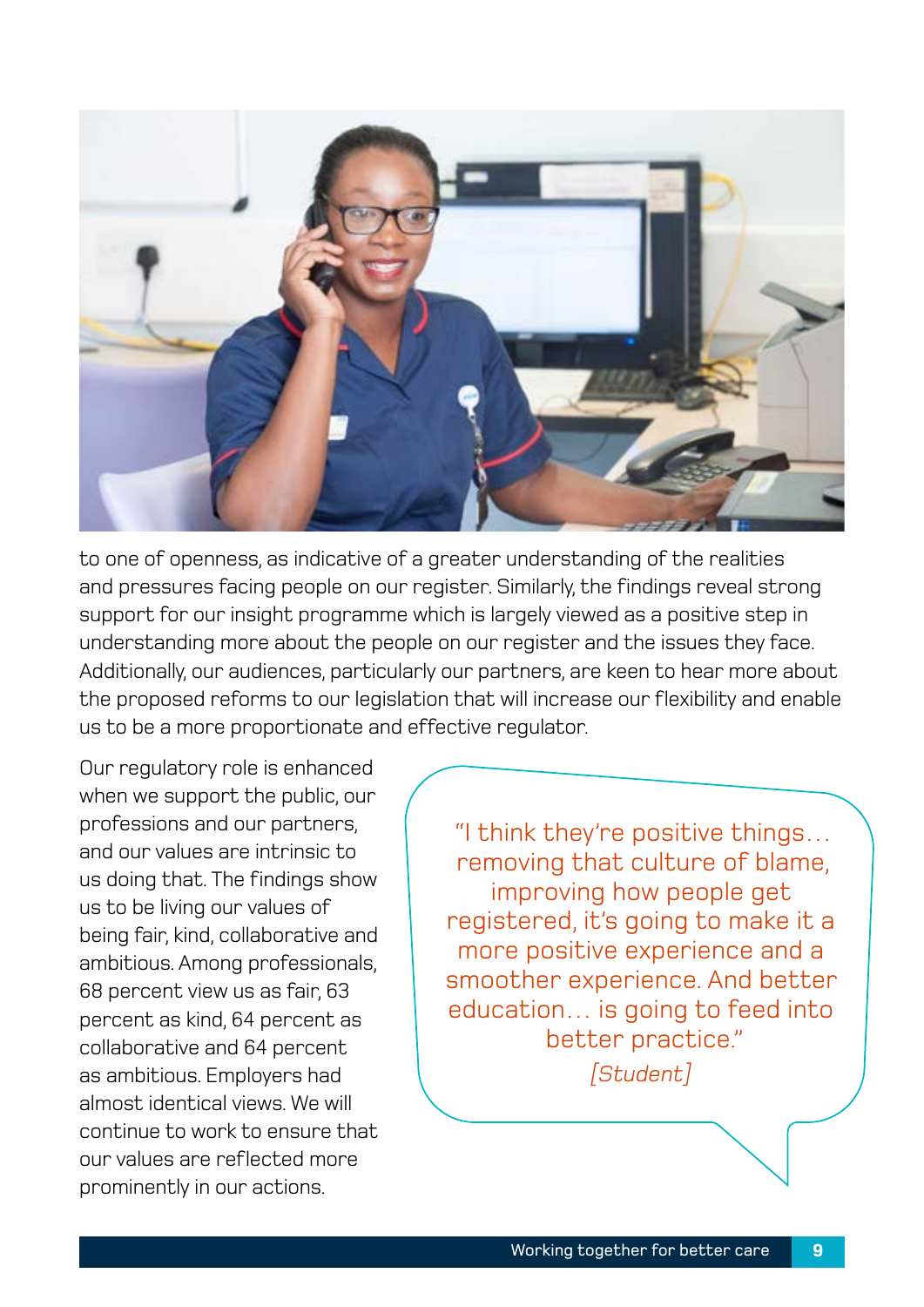to one of openness, as indicative of a greater understanding of the realities and pressures facing people on our register. Similarly, the findings reveal strong support for our insight programme which is largely viewed as a positive step in understanding more about the people on our register and the issues they face. Additionally, our audiences, particularly our partners, are keen to hear more about the proposed reforms to our legislation that will increase our flexibility and enable us to be a more proportionate and effective regulator.

Our regulatory role is enhanced when we support the public, our professions and our partners, and our values are intrinsic to us doing that. The findings show us to be living our values of being fair, kind, collaborative and ambitious. Among professionals, 68 percent view us as fair, 63 percent as kind, 64 percent as collaborative and 64 percent as ambitious. Employers had almost identical views. We will continue to work to ensure that our values are reflected more prominently in our actions.

> "I think they're positive things… removing that culture of blame, improving how people get registered, it's going to make it a more positive experience and a smoother experience. And better education… is going to feed into better practice."
>
> *[Student]*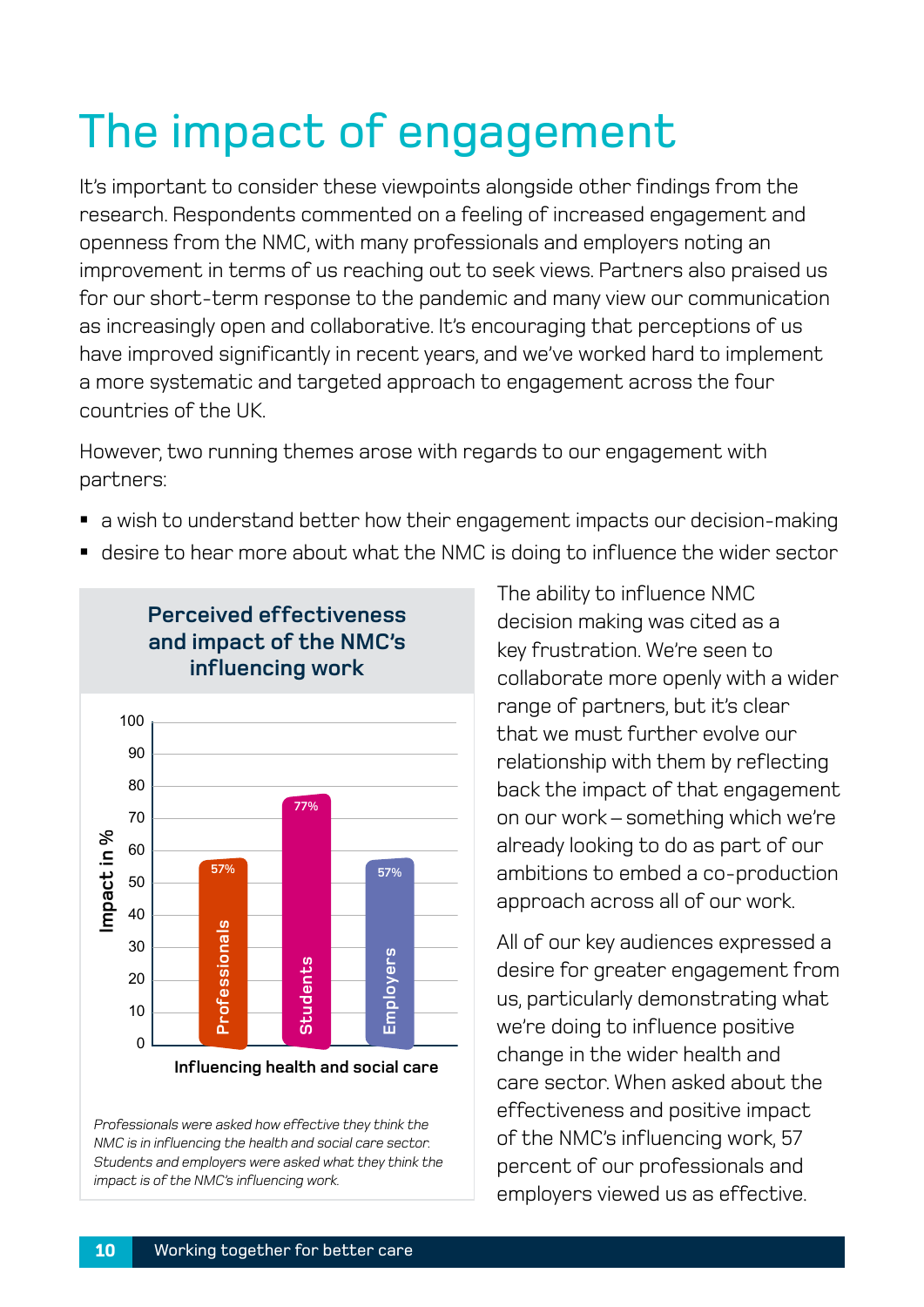# The impact of engagement

It's important to consider these viewpoints alongside other findings from the research. Respondents commented on a feeling of increased engagement and openness from the NMC, with many professionals and employers noting an improvement in terms of us reaching out to seek views. Partners also praised us for our short-term response to the pandemic and many view our communication as increasingly open and collaborative. It's encouraging that perceptions of us have improved significantly in recent years, and we've worked hard to implement a more systematic and targeted approach to engagement across the four countries of the UK.

However, two running themes arose with regards to our engagement with partners:

- a wish to understand better how their engagement impacts our decision-making
- desire to hear more about what the NMC is doing to influence the wider sector

**Perceived effectiveness and impact of the NMC's influencing work**

Influencing health and social care (Impact in %)

| Group | Impact in % |
|---|---|
| Professionals | 57% |
| Students | 77% |
| Employers | 57% |

*Professionals were asked how effective they think the NMC is in influencing the health and social care sector. Students and employers were asked what they think the impact is of the NMC's influencing work.*

The ability to influence NMC decision making was cited as a key frustration. We're seen to collaborate more openly with a wider range of partners, but it's clear that we must further evolve our relationship with them by reflecting back the impact of that engagement on our work – something which we're already looking to do as part of our ambitions to embed a co-production approach across all of our work.

All of our key audiences expressed a desire for greater engagement from us, particularly demonstrating what we're doing to influence positive change in the wider health and care sector. When asked about the effectiveness and positive impact of the NMC's influencing work, 57 percent of our professionals and employers viewed us as effective.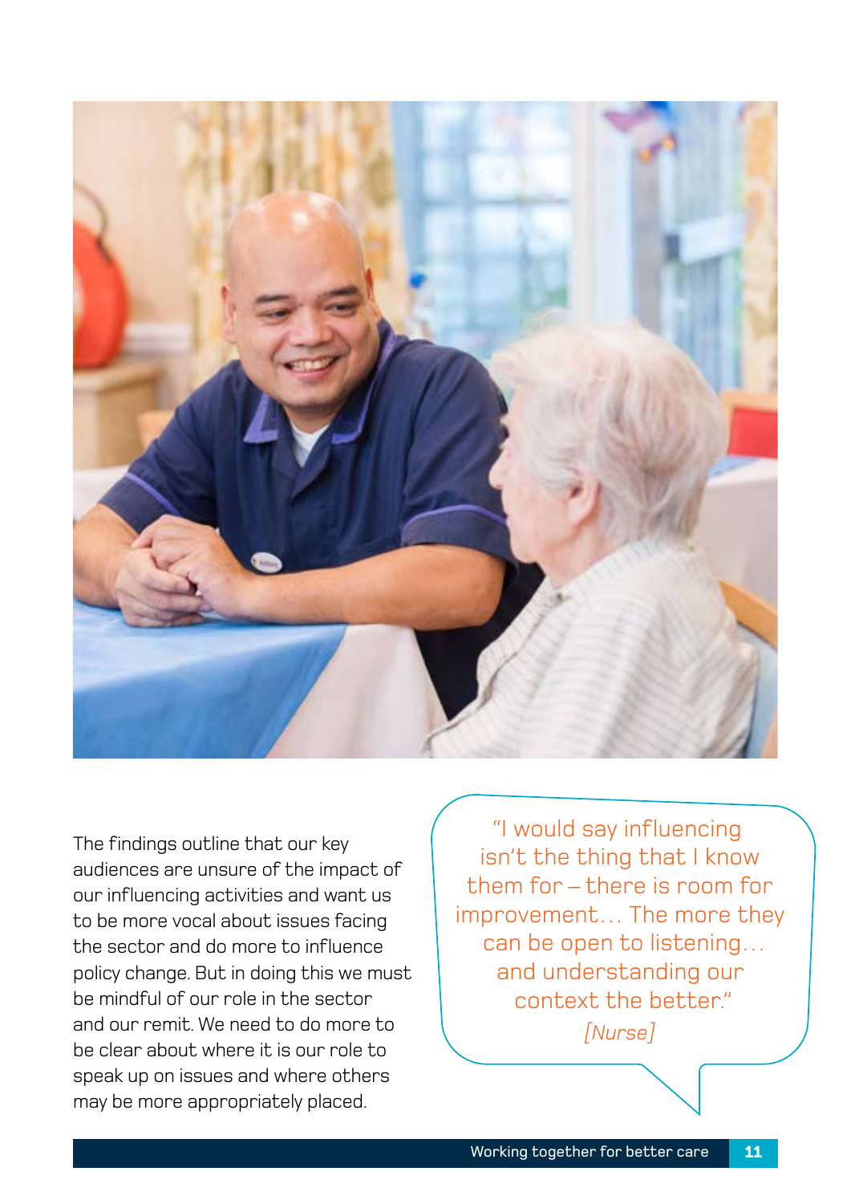The findings outline that our key audiences are unsure of the impact of our influencing activities and want us to be more vocal about issues facing the sector and do more to influence policy change. But in doing this we must be mindful of our role in the sector and our remit. We need to do more to be clear about where it is our role to speak up on issues and where others may be more appropriately placed.

> "I would say influencing isn't the thing that I know them for – there is room for improvement… The more they can be open to listening… and understanding our context the better."
>
> *[Nurse]*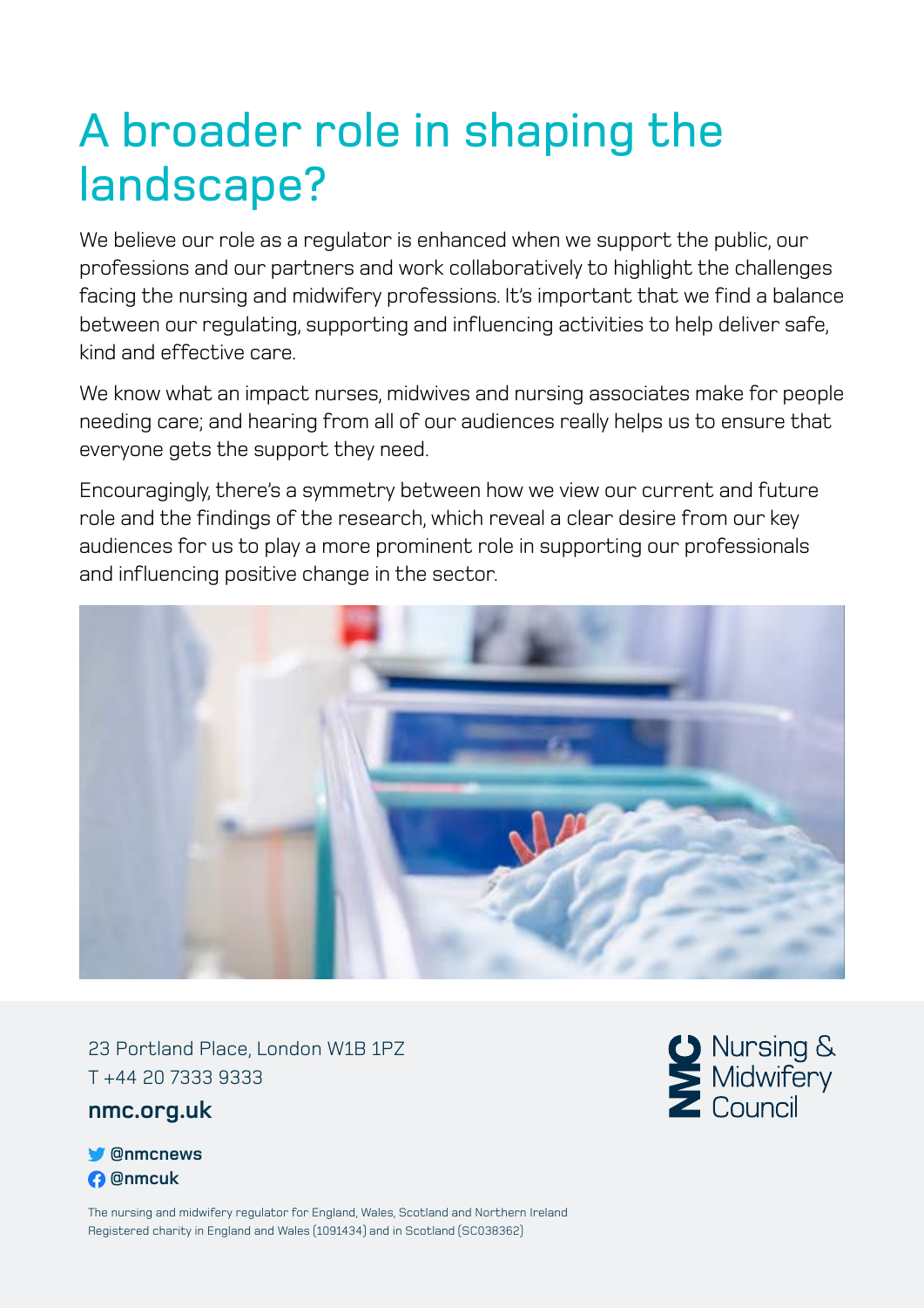# A broader role in shaping the landscape?

We believe our role as a regulator is enhanced when we support the public, our professions and our partners and work collaboratively to highlight the challenges facing the nursing and midwifery professions. It's important that we find a balance between our regulating, supporting and influencing activities to help deliver safe, kind and effective care.

We know what an impact nurses, midwives and nursing associates make for people needing care; and hearing from all of our audiences really helps us to ensure that everyone gets the support they need.

Encouragingly, there's a symmetry between how we view our current and future role and the findings of the research, which reveal a clear desire from our key audiences for us to play a more prominent role in supporting our professionals and influencing positive change in the sector.

23 Portland Place, London W1B 1PZ
T +44 20 7333 9333

**nmc.org.uk**

**@nmcnews**
**@nmcuk**

Nursing & Midwifery Council

The nursing and midwifery regulator for England, Wales, Scotland and Northern Ireland
Registered charity in England and Wales (1091434) and in Scotland (SC038362)